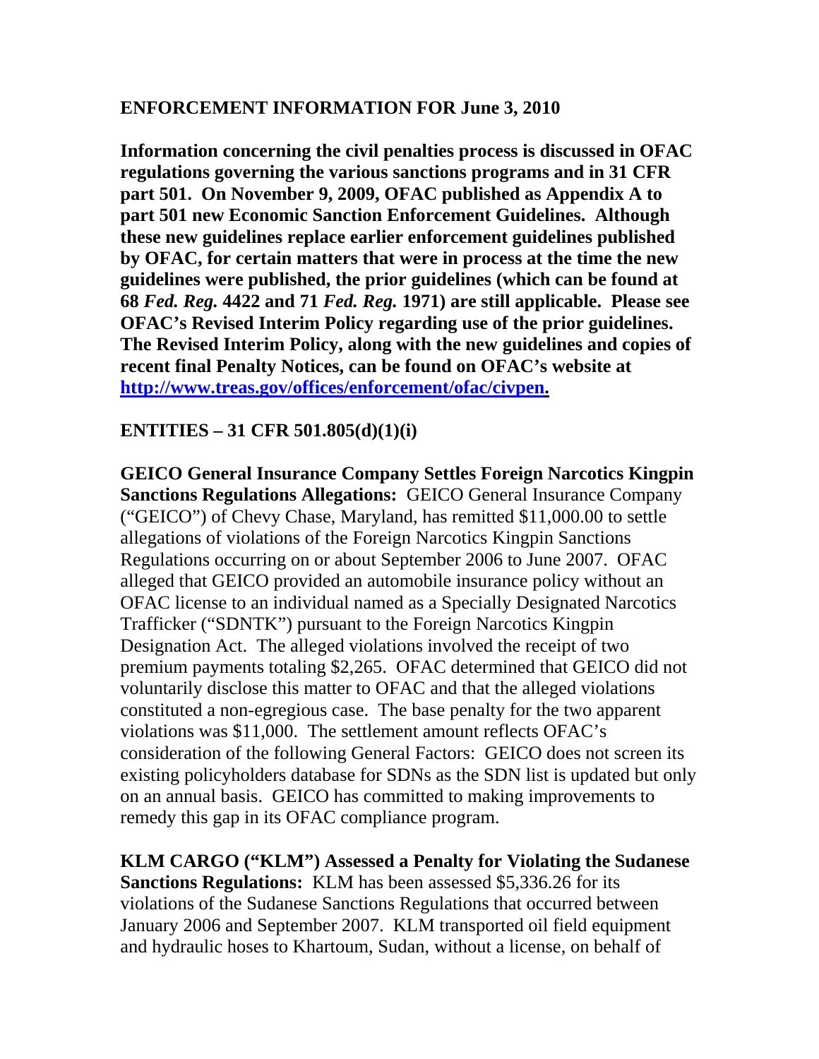## ENFORCEMENT INFORMATION FOR June 3, 2010

**Information concerning the civil penalties process is discussed in OFAC regulations governing the various sanctions programs and in 31 CFR part 501. On November 9, 2009, OFAC published as Appendix A to part 501 new Economic Sanction Enforcement Guidelines. Although these new guidelines replace earlier enforcement guidelines published by OFAC, for certain matters that were in process at the time the new guidelines were published, the prior guidelines (which can be found at 68 *Fed. Reg.* 4422 and 71 *Fed. Reg.* 1971) are still applicable. Please see OFAC's Revised Interim Policy regarding use of the prior guidelines. The Revised Interim Policy, along with the new guidelines and copies of recent final Penalty Notices, can be found on OFAC's website at [http://www.treas.gov/offices/enforcement/ofac/civpen](http://www.treas.gov/offices/enforcement/ofac/civpen).**

### ENTITIES – 31 CFR 501.805(d)(1)(i)

**GEICO General Insurance Company Settles Foreign Narcotics Kingpin Sanctions Regulations Allegations:** GEICO General Insurance Company ("GEICO") of Chevy Chase, Maryland, has remitted $11,000.00 to settle allegations of violations of the Foreign Narcotics Kingpin Sanctions Regulations occurring on or about September 2006 to June 2007. OFAC alleged that GEICO provided an automobile insurance policy without an OFAC license to an individual named as a Specially Designated Narcotics Trafficker ("SDNTK") pursuant to the Foreign Narcotics Kingpin Designation Act. The alleged violations involved the receipt of two premium payments totaling $2,265. OFAC determined that GEICO did not voluntarily disclose this matter to OFAC and that the alleged violations constituted a non-egregious case. The base penalty for the two apparent violations was $11,000. The settlement amount reflects OFAC's consideration of the following General Factors: GEICO does not screen its existing policyholders database for SDNs as the SDN list is updated but only on an annual basis. GEICO has committed to making improvements to remedy this gap in its OFAC compliance program.

**KLM CARGO ("KLM") Assessed a Penalty for Violating the Sudanese Sanctions Regulations:** KLM has been assessed $5,336.26 for its violations of the Sudanese Sanctions Regulations that occurred between January 2006 and September 2007. KLM transported oil field equipment and hydraulic hoses to Khartoum, Sudan, without a license, on behalf of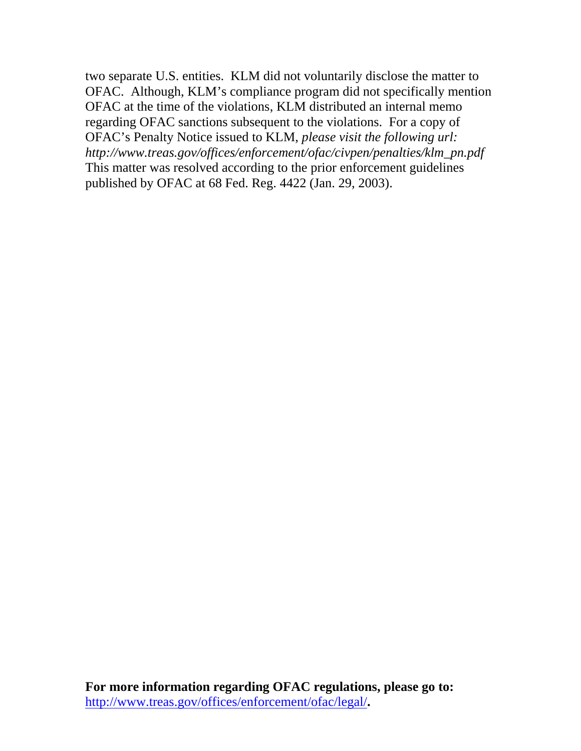two separate U.S. entities. KLM did not voluntarily disclose the matter to OFAC. Although, KLM's compliance program did not specifically mention OFAC at the time of the violations, KLM distributed an internal memo regarding OFAC sanctions subsequent to the violations. For a copy of OFAC's Penalty Notice issued to KLM, *please visit the following url: http://www.treas.gov/offices/enforcement/ofac/civpen/penalties/klm_pn.pdf* This matter was resolved according to the prior enforcement guidelines published by OFAC at 68 Fed. Reg. 4422 (Jan. 29, 2003).

**For more information regarding OFAC regulations, please go to:** http://www.treas.gov/offices/enforcement/ofac/legal/**.**